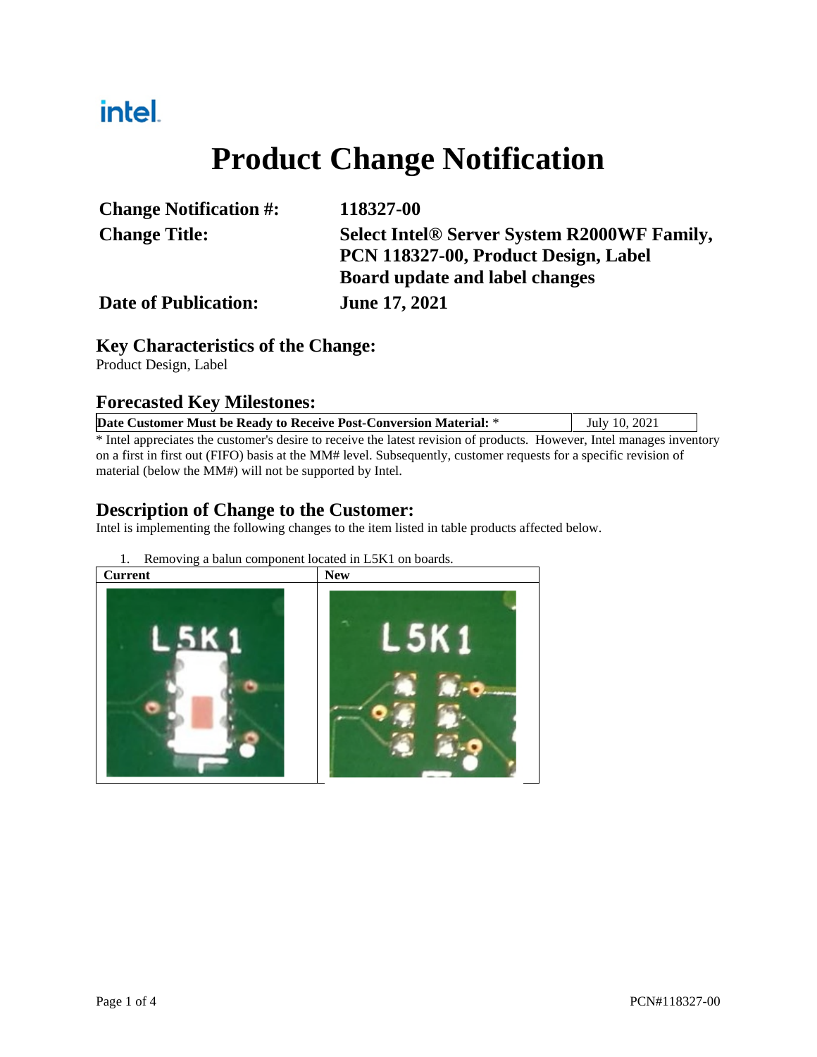intel.

# Product Change Notification

| | |
|---|---|
| **Change Notification #:** | **118327-00** |
| **Change Title:** | **Select Intel® Server System R2000WF Family, PCN 118327-00, Product Design, Label Board update and label changes** |
| **Date of Publication:** | **June 17, 2021** |

## Key Characteristics of the Change:

Product Design, Label

## Forecasted Key Milestones:

| **Date Customer Must be Ready to Receive Post-Conversion Material:** * | July 10, 2021 |
|---|---|

* Intel appreciates the customer's desire to receive the latest revision of products. However, Intel manages inventory on a first in first out (FIFO) basis at the MM# level. Subsequently, customer requests for a specific revision of material (below the MM#) will not be supported by Intel.

## Description of Change to the Customer:

Intel is implementing the following changes to the item listed in table products affected below.

1. Removing a balun component located in L5K1 on boards.

| Current | New |
|---|---|
| | |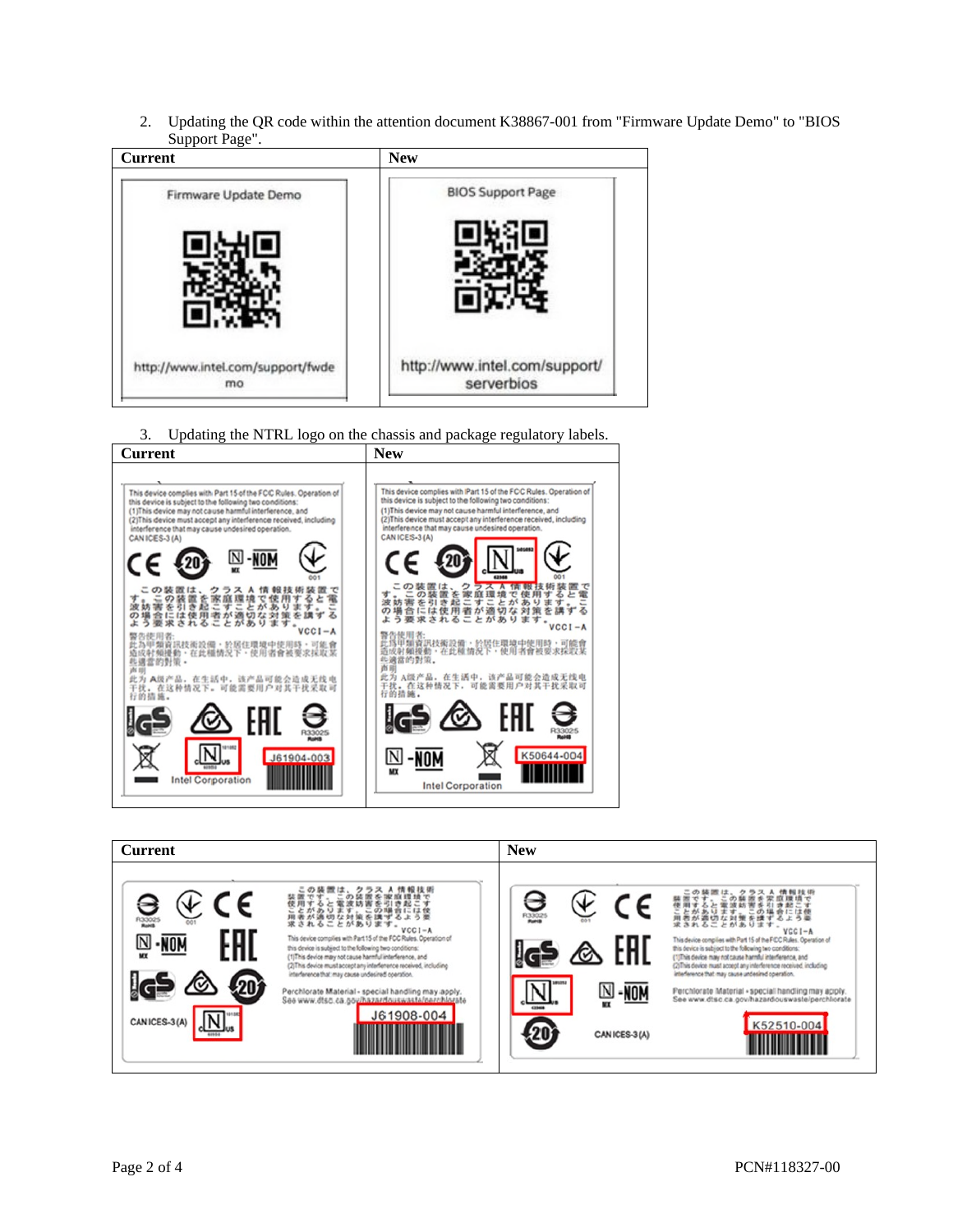2. Updating the QR code within the attention document K38867-001 from "Firmware Update Demo" to "BIOS Support Page".

| Current | New |
|---|---|
| Firmware Update Demo<br>http://www.intel.com/support/fwdemo | BIOS Support Page<br>http://www.intel.com/support/serverbios |

3. Updating the NTRL logo on the chassis and package regulatory labels.

| Current | New |
|---|---|
| This device complies with Part 15 of the FCC Rules. Operation of this device is subject to the following two conditions: (1)This device may not cause harmful interference, and (2)This device must accept any interference received, including interference that may cause undesired operation. CAN ICES-3 (A)<br>この装置は、クラスA情報技術装置です。この装置を家庭環境で使用すると電波妨害を引き起こすことがあります。この場合には使用者が適切な対策を講ずるよう要求されることがあります。VCCI-A<br>警告使用者: 此為甲類資訊技術設備，於居住環境中使用時，可能會造成射頻擾動，在此種情況下，使用者會被要求採取某些適當的對策。<br>声明 此为A级产品，在生活中，该产品可能会造成无线电干扰。在这种情况下，可能需要用户对其干扰采取可行的措施。<br>R33025 RoHS<br>Intel Corporation<br>J61904-003 | This device complies with Part 15 of the FCC Rules. Operation of this device is subject to the following two conditions: (1)This device may not cause harmful interference, and (2)This device must accept any interference received, including interference that may cause undesired operation. CAN ICES-3 (A)<br>この装置は、クラスA情報技術装置です。この装置を家庭環境で使用すると電波妨害を引き起こすことがあります。この場合には使用者が適切な対策を講ずるよう要求されることがあります。VCCI-A<br>警告使用者: 此為甲類資訊技術設備，於居住環境中使用時，可能會造成射頻擾動，在此種情況下，使用者會被要求採取某些適當的對策。<br>声明 此为A级产品，在生活中，该产品可能会造成无线电干扰。在这种情况下，可能需要用户对其干扰采取可行的措施。<br>R33025 RoHS<br>Intel Corporation<br>K50644-004 |

| Current | New |
|---|---|
| R33025 RoHS<br>CAN ICES-3(A)<br>この装置は、クラスA情報技術装置です。この装置を家庭環境で使用すると電波妨害を引き起こすことがあります。この場合には使用者が適切な対策を講ずるよう要求されることがあります。VCCI-A<br>This device complies with Part 15 of the FCC Rules. Operation of this device is subject to the following two conditions: (1)This device may not cause harmful interference, and (2)This device must accept any interference received, including interference that may cause undesired operation.<br>Perchlorate Material - special handling may apply. See www.dtsc.ca.gov/hazardouswaste/perchlorate<br>J61908-004 | R33025 RoHS<br>CAN ICES-3 (A)<br>この装置は、クラスA情報技術装置です。この装置を家庭環境で使用すると電波妨害を引き起こすことがあります。この場合には使用者が適切な対策を講ずるよう要求されることがあります。VCCI-A<br>This device complies with Part 15 of the FCC Rules. Operation of this device is subject to the following two conditions: (1)This device may not cause harmful interference, and (2)This device must accept any interference received, including interference that may cause undesired operation.<br>Perchlorate Material - special handling may apply. See www.dtsc.ca.gov/hazardouswaste/perchlorate<br>K52510-004 |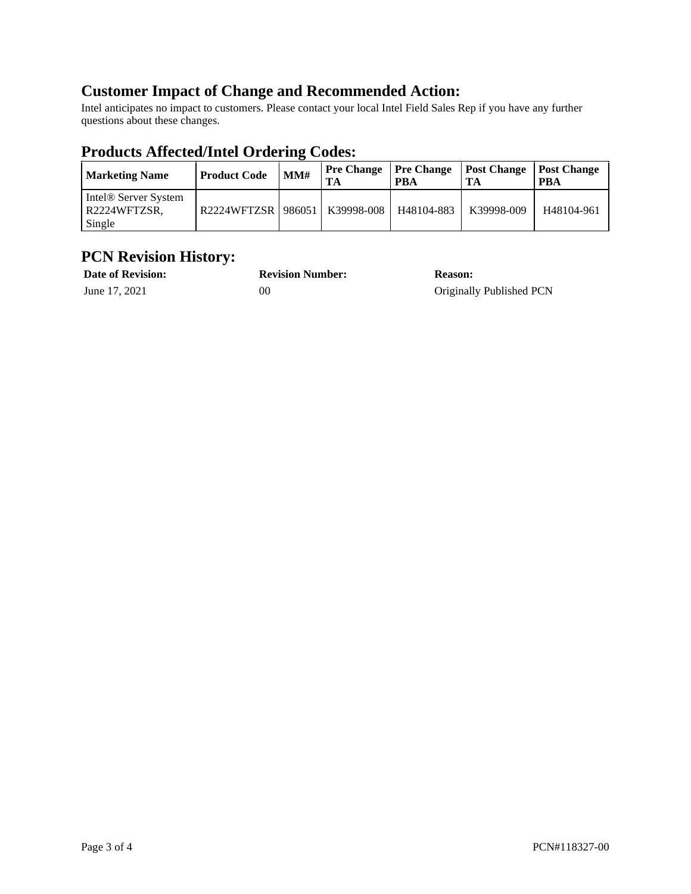## Customer Impact of Change and Recommended Action:

Intel anticipates no impact to customers. Please contact your local Intel Field Sales Rep if you have any further questions about these changes.

## Products Affected/Intel Ordering Codes:

| Marketing Name | Product Code | MM# | Pre Change TA | Pre Change PBA | Post Change TA | Post Change PBA |
|---|---|---|---|---|---|---|
| Intel® Server System R2224WFTZSR, Single | R2224WFTZSR | 986051 | K39998-008 | H48104-883 | K39998-009 | H48104-961 |

## PCN Revision History:

| Date of Revision: | Revision Number: | Reason: |
|---|---|---|
| June 17, 2021 | 00 | Originally Published PCN |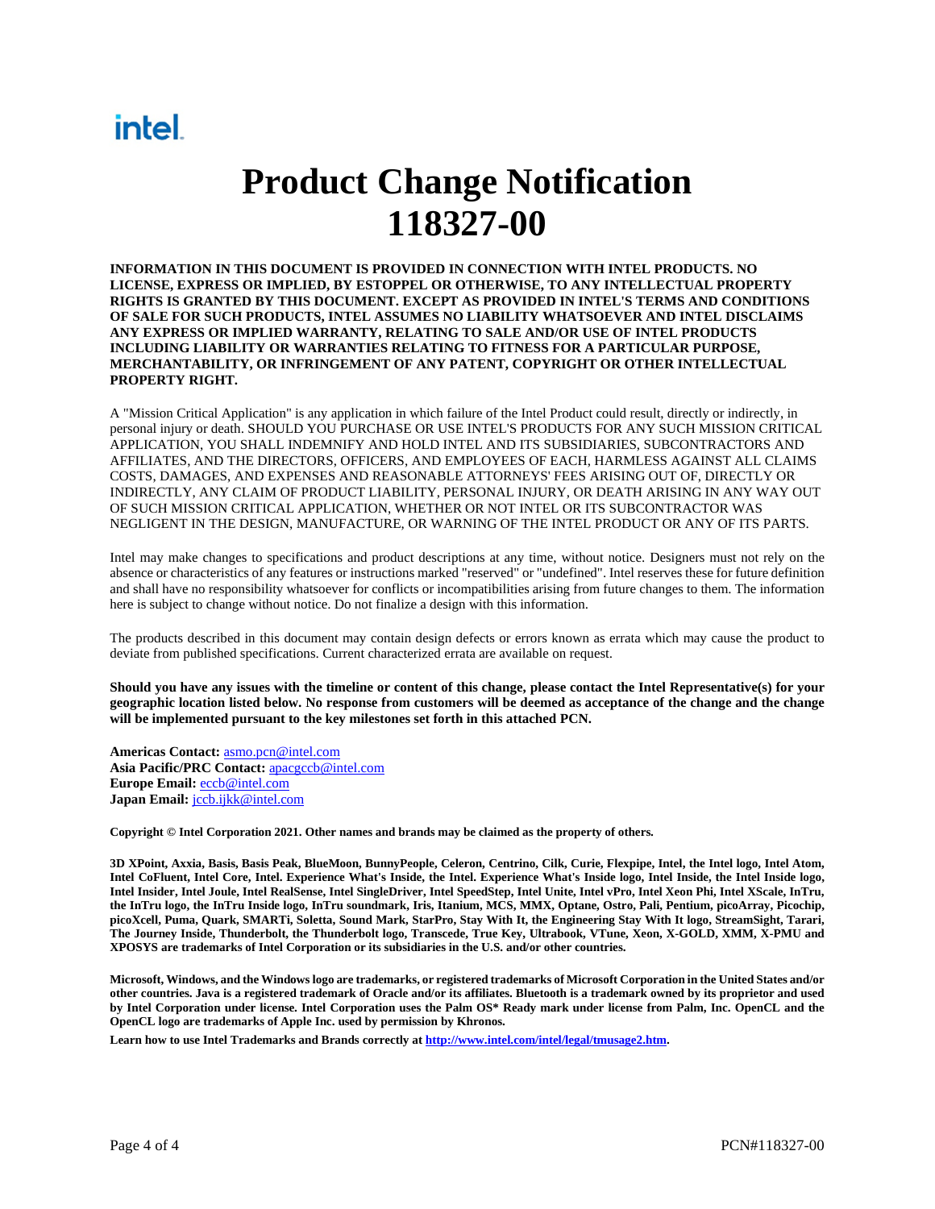intel.

# Product Change Notification 118327-00

**INFORMATION IN THIS DOCUMENT IS PROVIDED IN CONNECTION WITH INTEL PRODUCTS. NO LICENSE, EXPRESS OR IMPLIED, BY ESTOPPEL OR OTHERWISE, TO ANY INTELLECTUAL PROPERTY RIGHTS IS GRANTED BY THIS DOCUMENT. EXCEPT AS PROVIDED IN INTEL'S TERMS AND CONDITIONS OF SALE FOR SUCH PRODUCTS, INTEL ASSUMES NO LIABILITY WHATSOEVER AND INTEL DISCLAIMS ANY EXPRESS OR IMPLIED WARRANTY, RELATING TO SALE AND/OR USE OF INTEL PRODUCTS INCLUDING LIABILITY OR WARRANTIES RELATING TO FITNESS FOR A PARTICULAR PURPOSE, MERCHANTABILITY, OR INFRINGEMENT OF ANY PATENT, COPYRIGHT OR OTHER INTELLECTUAL PROPERTY RIGHT.**

A "Mission Critical Application" is any application in which failure of the Intel Product could result, directly or indirectly, in personal injury or death. SHOULD YOU PURCHASE OR USE INTEL'S PRODUCTS FOR ANY SUCH MISSION CRITICAL APPLICATION, YOU SHALL INDEMNIFY AND HOLD INTEL AND ITS SUBSIDIARIES, SUBCONTRACTORS AND AFFILIATES, AND THE DIRECTORS, OFFICERS, AND EMPLOYEES OF EACH, HARMLESS AGAINST ALL CLAIMS COSTS, DAMAGES, AND EXPENSES AND REASONABLE ATTORNEYS' FEES ARISING OUT OF, DIRECTLY OR INDIRECTLY, ANY CLAIM OF PRODUCT LIABILITY, PERSONAL INJURY, OR DEATH ARISING IN ANY WAY OUT OF SUCH MISSION CRITICAL APPLICATION, WHETHER OR NOT INTEL OR ITS SUBCONTRACTOR WAS NEGLIGENT IN THE DESIGN, MANUFACTURE, OR WARNING OF THE INTEL PRODUCT OR ANY OF ITS PARTS.

Intel may make changes to specifications and product descriptions at any time, without notice. Designers must not rely on the absence or characteristics of any features or instructions marked "reserved" or "undefined". Intel reserves these for future definition and shall have no responsibility whatsoever for conflicts or incompatibilities arising from future changes to them. The information here is subject to change without notice. Do not finalize a design with this information.

The products described in this document may contain design defects or errors known as errata which may cause the product to deviate from published specifications. Current characterized errata are available on request.

**Should you have any issues with the timeline or content of this change, please contact the Intel Representative(s) for your geographic location listed below. No response from customers will be deemed as acceptance of the change and the change will be implemented pursuant to the key milestones set forth in this attached PCN.**

**Americas Contact:** asmo.pcn@intel.com
**Asia Pacific/PRC Contact:** apacgccb@intel.com
**Europe Email:** eccb@intel.com
**Japan Email:** jccb.ijkk@intel.com

**Copyright © Intel Corporation 2021. Other names and brands may be claimed as the property of others.**

**3D XPoint, Axxia, Basis, Basis Peak, BlueMoon, BunnyPeople, Celeron, Centrino, Cilk, Curie, Flexpipe, Intel, the Intel logo, Intel Atom, Intel CoFluent, Intel Core, Intel. Experience What's Inside, the Intel. Experience What's Inside logo, Intel Inside, the Intel Inside logo, Intel Insider, Intel Joule, Intel RealSense, Intel SingleDriver, Intel SpeedStep, Intel Unite, Intel vPro, Intel Xeon Phi, Intel XScale, InTru, the InTru logo, the InTru Inside logo, InTru soundmark, Iris, Itanium, MCS, MMX, Optane, Ostro, Pali, Pentium, picoArray, Picochip, picoXcell, Puma, Quark, SMARTi, Soletta, Sound Mark, StarPro, Stay With It, the Engineering Stay With It logo, StreamSight, Tarari, The Journey Inside, Thunderbolt, the Thunderbolt logo, Transcede, True Key, Ultrabook, VTune, Xeon, X-GOLD, XMM, X-PMU and XPOSYS are trademarks of Intel Corporation or its subsidiaries in the U.S. and/or other countries.**

**Microsoft, Windows, and the Windows logo are trademarks, or registered trademarks of Microsoft Corporation in the United States and/or other countries. Java is a registered trademark of Oracle and/or its affiliates. Bluetooth is a trademark owned by its proprietor and used by Intel Corporation under license. Intel Corporation uses the Palm OS* Ready mark under license from Palm, Inc. OpenCL and the OpenCL logo are trademarks of Apple Inc. used by permission by Khronos.**

**Learn how to use Intel Trademarks and Brands correctly at http://www.intel.com/intel/legal/tmusage2.htm.**